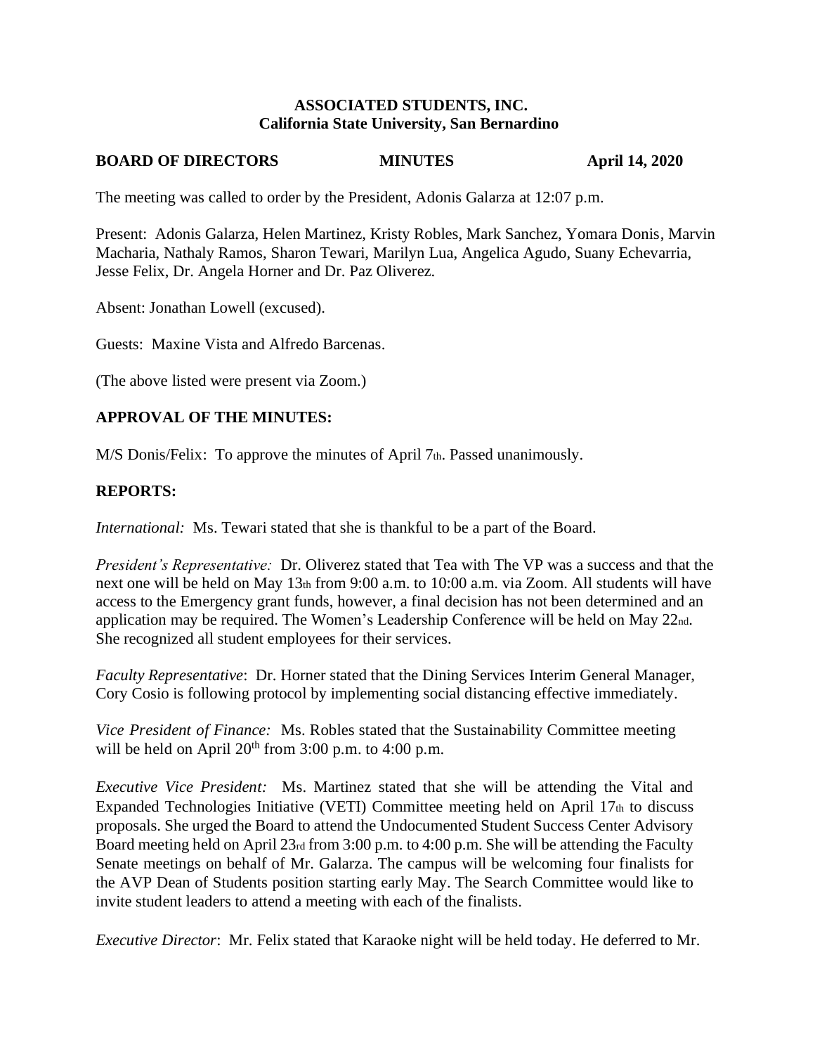**ASSOCIATED STUDENTS, INC.**
**California State University, San Bernardino**

**BOARD OF DIRECTORS MINUTES April 14, 2020**

The meeting was called to order by the President, Adonis Galarza at 12:07 p.m.

Present: Adonis Galarza, Helen Martinez, Kristy Robles, Mark Sanchez, Yomara Donis, Marvin Macharia, Nathaly Ramos, Sharon Tewari, Marilyn Lua, Angelica Agudo, Suany Echevarria, Jesse Felix, Dr. Angela Horner and Dr. Paz Oliverez.

Absent: Jonathan Lowell (excused).

Guests: Maxine Vista and Alfredo Barcenas.

(The above listed were present via Zoom.)

## APPROVAL OF THE MINUTES:

M/S Donis/Felix: To approve the minutes of April 7th. Passed unanimously.

## REPORTS:

*International:* Ms. Tewari stated that she is thankful to be a part of the Board.

*President's Representative:* Dr. Oliverez stated that Tea with The VP was a success and that the next one will be held on May 13th from 9:00 a.m. to 10:00 a.m. via Zoom. All students will have access to the Emergency grant funds, however, a final decision has not been determined and an application may be required. The Women's Leadership Conference will be held on May 22nd. She recognized all student employees for their services.

*Faculty Representative*: Dr. Horner stated that the Dining Services Interim General Manager, Cory Cosio is following protocol by implementing social distancing effective immediately.

*Vice President of Finance:* Ms. Robles stated that the Sustainability Committee meeting will be held on April 20th from 3:00 p.m. to 4:00 p.m.

*Executive Vice President:* Ms. Martinez stated that she will be attending the Vital and Expanded Technologies Initiative (VETI) Committee meeting held on April 17th to discuss proposals. She urged the Board to attend the Undocumented Student Success Center Advisory Board meeting held on April 23rd from 3:00 p.m. to 4:00 p.m. She will be attending the Faculty Senate meetings on behalf of Mr. Galarza. The campus will be welcoming four finalists for the AVP Dean of Students position starting early May. The Search Committee would like to invite student leaders to attend a meeting with each of the finalists.

*Executive Director*: Mr. Felix stated that Karaoke night will be held today. He deferred to Mr.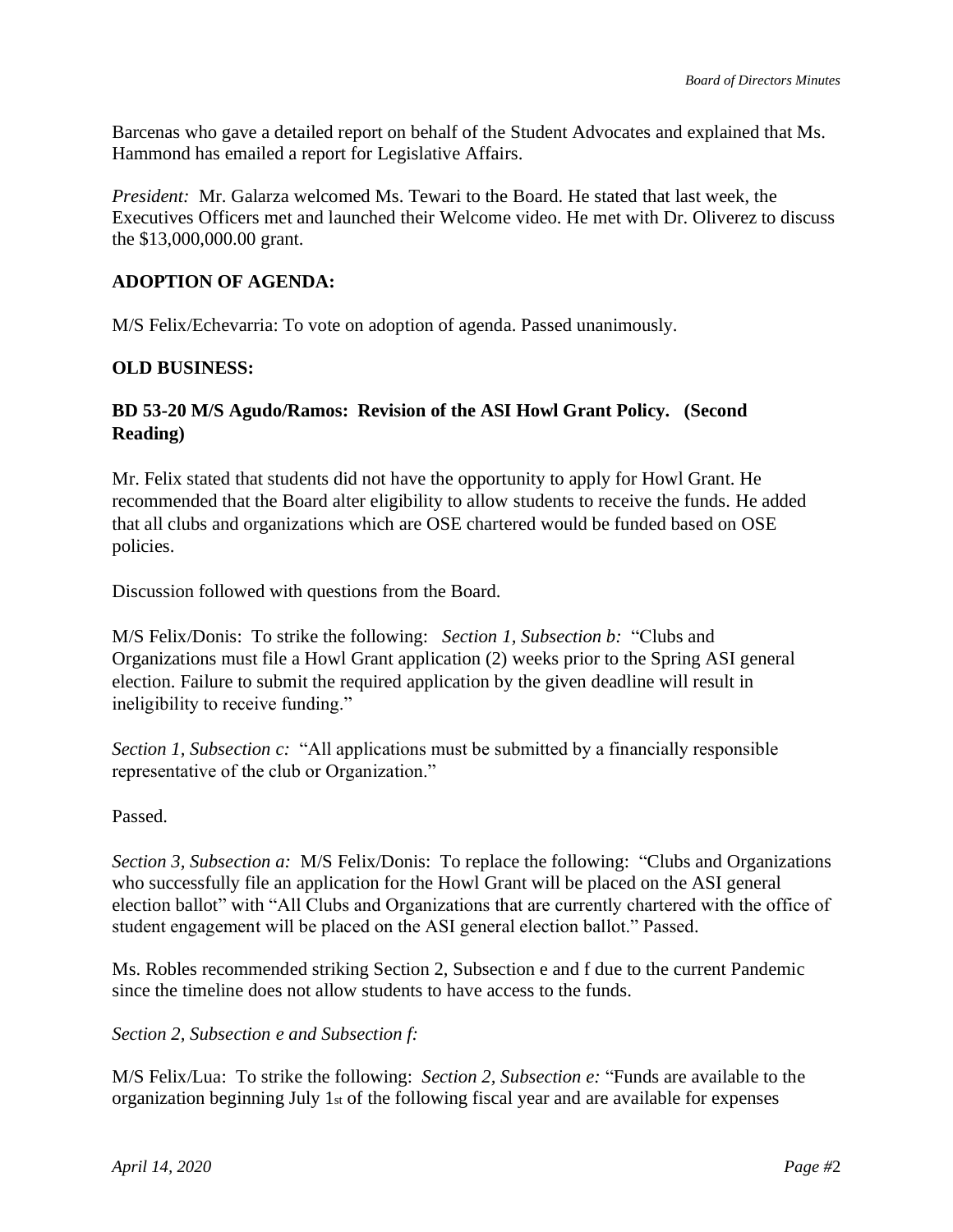Barcenas who gave a detailed report on behalf of the Student Advocates and explained that Ms. Hammond has emailed a report for Legislative Affairs.

*President:* Mr. Galarza welcomed Ms. Tewari to the Board. He stated that last week, the Executives Officers met and launched their Welcome video. He met with Dr. Oliverez to discuss the $13,000,000.00 grant.

**ADOPTION OF AGENDA:**

M/S Felix/Echevarria: To vote on adoption of agenda. Passed unanimously.

**OLD BUSINESS:**

**BD 53-20 M/S Agudo/Ramos: Revision of the ASI Howl Grant Policy. (Second Reading)**

Mr. Felix stated that students did not have the opportunity to apply for Howl Grant. He recommended that the Board alter eligibility to allow students to receive the funds. He added that all clubs and organizations which are OSE chartered would be funded based on OSE policies.

Discussion followed with questions from the Board.

M/S Felix/Donis: To strike the following: *Section 1, Subsection b:* "Clubs and Organizations must file a Howl Grant application (2) weeks prior to the Spring ASI general election. Failure to submit the required application by the given deadline will result in ineligibility to receive funding."

*Section 1, Subsection c:* "All applications must be submitted by a financially responsible representative of the club or Organization."

Passed.

*Section 3, Subsection a:* M/S Felix/Donis: To replace the following: "Clubs and Organizations who successfully file an application for the Howl Grant will be placed on the ASI general election ballot" with "All Clubs and Organizations that are currently chartered with the office of student engagement will be placed on the ASI general election ballot." Passed.

Ms. Robles recommended striking Section 2, Subsection e and f due to the current Pandemic since the timeline does not allow students to have access to the funds.

*Section 2, Subsection e and Subsection f:*

M/S Felix/Lua: To strike the following: *Section 2, Subsection e:* "Funds are available to the organization beginning July 1st of the following fiscal year and are available for expenses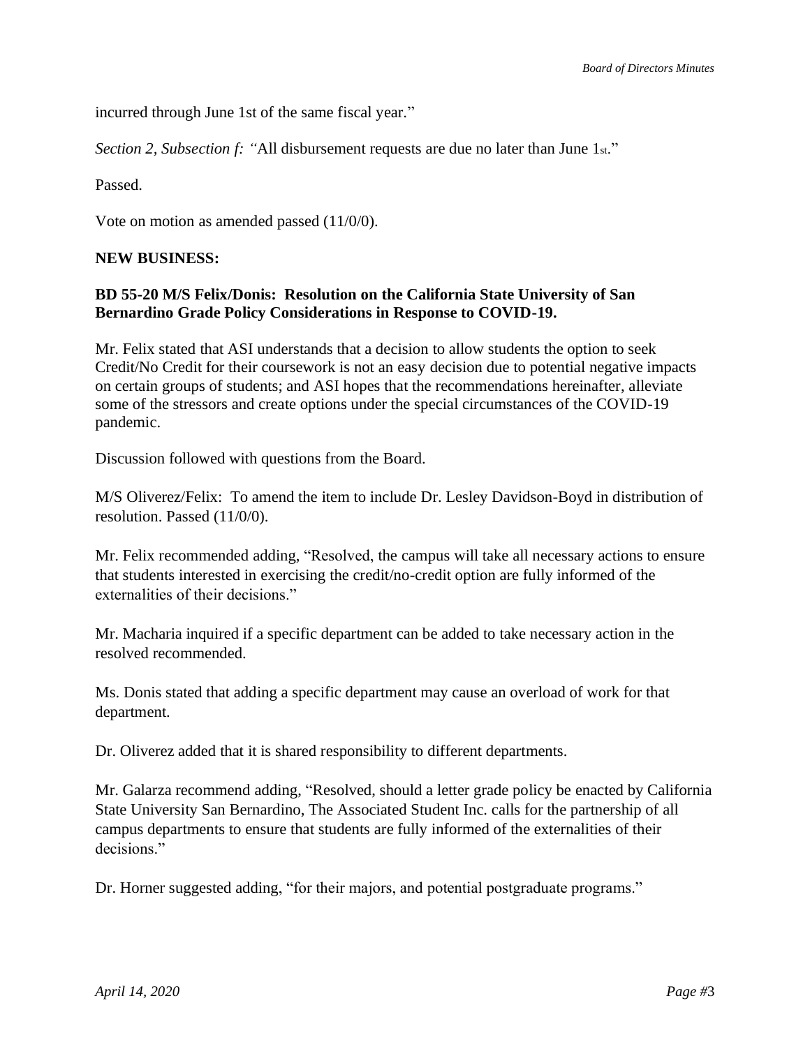incurred through June 1st of the same fiscal year."

*Section 2, Subsection f:* "All disbursement requests are due no later than June 1st."

Passed.

Vote on motion as amended passed (11/0/0).

**NEW BUSINESS:**

**BD 55-20 M/S Felix/Donis: Resolution on the California State University of San Bernardino Grade Policy Considerations in Response to COVID-19.**

Mr. Felix stated that ASI understands that a decision to allow students the option to seek Credit/No Credit for their coursework is not an easy decision due to potential negative impacts on certain groups of students; and ASI hopes that the recommendations hereinafter, alleviate some of the stressors and create options under the special circumstances of the COVID-19 pandemic.

Discussion followed with questions from the Board.

M/S Oliverez/Felix: To amend the item to include Dr. Lesley Davidson-Boyd in distribution of resolution. Passed (11/0/0).

Mr. Felix recommended adding, "Resolved, the campus will take all necessary actions to ensure that students interested in exercising the credit/no-credit option are fully informed of the externalities of their decisions."

Mr. Macharia inquired if a specific department can be added to take necessary action in the resolved recommended.

Ms. Donis stated that adding a specific department may cause an overload of work for that department.

Dr. Oliverez added that it is shared responsibility to different departments.

Mr. Galarza recommend adding, "Resolved, should a letter grade policy be enacted by California State University San Bernardino, The Associated Student Inc. calls for the partnership of all campus departments to ensure that students are fully informed of the externalities of their decisions."

Dr. Horner suggested adding, "for their majors, and potential postgraduate programs."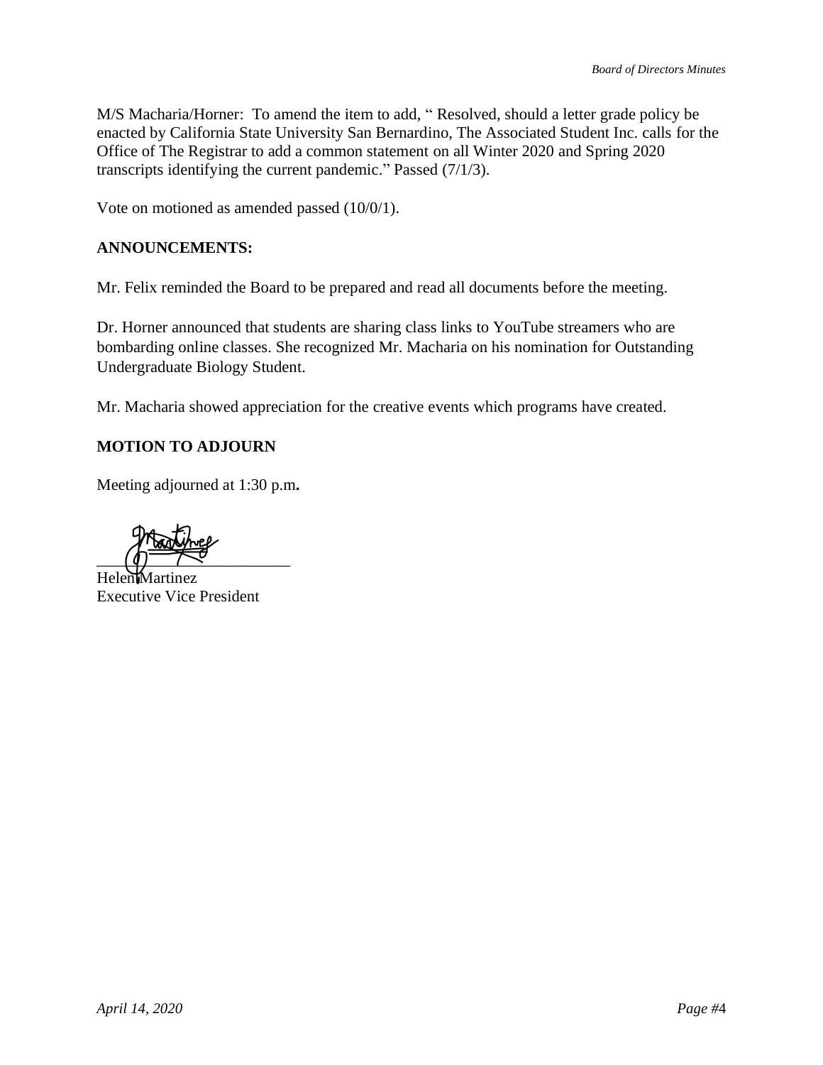M/S Macharia/Horner: To amend the item to add, " Resolved, should a letter grade policy be enacted by California State University San Bernardino, The Associated Student Inc. calls for the Office of The Registrar to add a common statement on all Winter 2020 and Spring 2020 transcripts identifying the current pandemic." Passed (7/1/3).

Vote on motioned as amended passed (10/0/1).

**ANNOUNCEMENTS:**

Mr. Felix reminded the Board to be prepared and read all documents before the meeting.

Dr. Horner announced that students are sharing class links to YouTube streamers who are bombarding online classes. She recognized Mr. Macharia on his nomination for Outstanding Undergraduate Biology Student.

Mr. Macharia showed appreciation for the creative events which programs have created.

**MOTION TO ADJOURN**

Meeting adjourned at 1:30 p.m**.**

\_\_\_\_\_\_\_\_\_\_\_\_\_\_\_\_\_\_\_\_\_\_\_\_\_
Helen Martinez
Executive Vice President